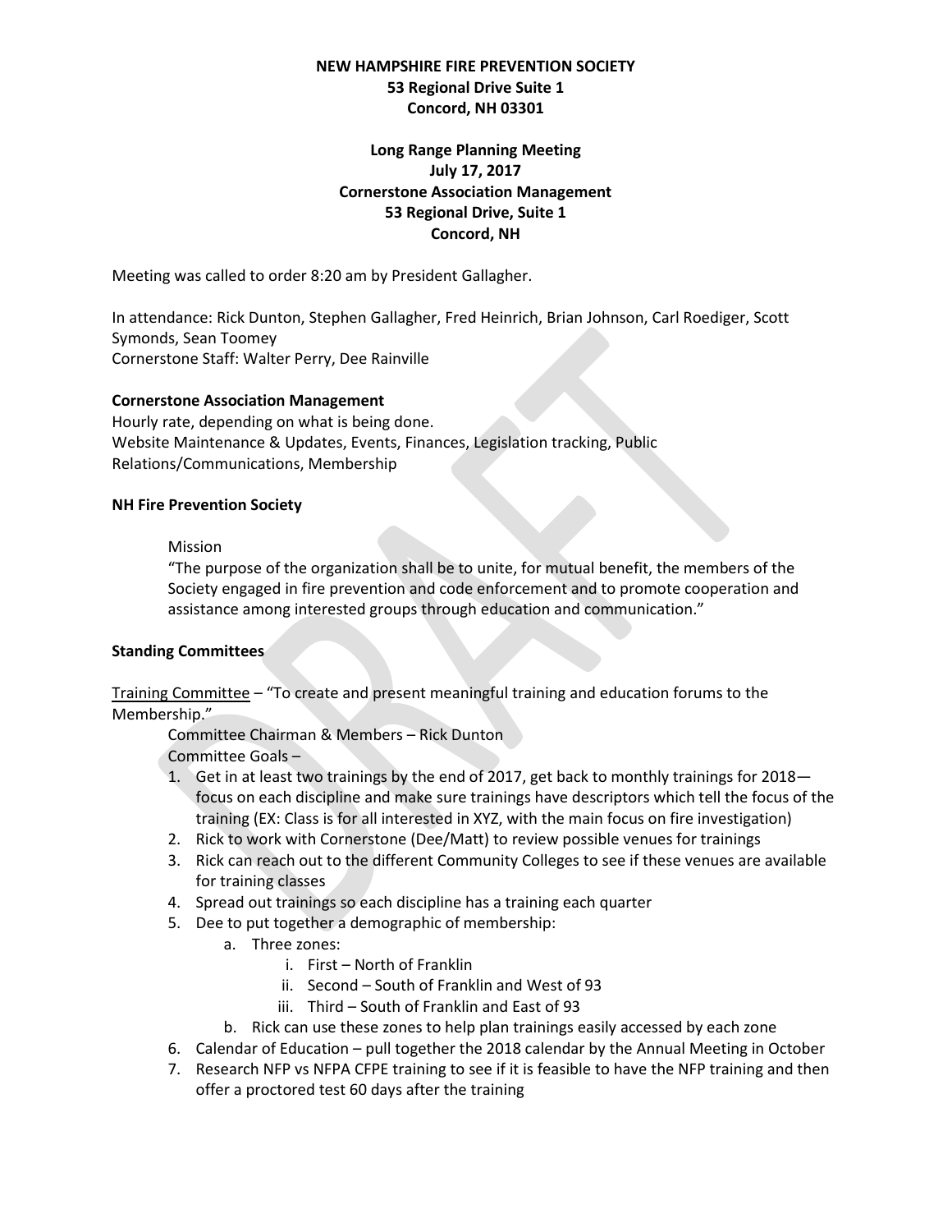**NEW HAMPSHIRE FIRE PREVENTION SOCIETY**
**53 Regional Drive Suite 1**
**Concord, NH 03301**

**Long Range Planning Meeting**
**July 17, 2017**
**Cornerstone Association Management**
**53 Regional Drive, Suite 1**
**Concord, NH**

Meeting was called to order 8:20 am by President Gallagher.

In attendance: Rick Dunton, Stephen Gallagher, Fred Heinrich, Brian Johnson, Carl Roediger, Scott Symonds, Sean Toomey
Cornerstone Staff: Walter Perry, Dee Rainville

**Cornerstone Association Management**
Hourly rate, depending on what is being done.
Website Maintenance & Updates, Events, Finances, Legislation tracking, Public Relations/Communications, Membership

**NH Fire Prevention Society**

Mission
"The purpose of the organization shall be to unite, for mutual benefit, the members of the Society engaged in fire prevention and code enforcement and to promote cooperation and assistance among interested groups through education and communication."

**Standing Committees**

Training Committee – "To create and present meaningful training and education forums to the Membership."

Committee Chairman & Members – Rick Dunton
Committee Goals –

1. Get in at least two trainings by the end of 2017, get back to monthly trainings for 2018—focus on each discipline and make sure trainings have descriptors which tell the focus of the training (EX: Class is for all interested in XYZ, with the main focus on fire investigation)
2. Rick to work with Cornerstone (Dee/Matt) to review possible venues for trainings
3. Rick can reach out to the different Community Colleges to see if these venues are available for training classes
4. Spread out trainings so each discipline has a training each quarter
5. Dee to put together a demographic of membership:
   a. Three zones:
      i. First – North of Franklin
      ii. Second – South of Franklin and West of 93
      iii. Third – South of Franklin and East of 93
   b. Rick can use these zones to help plan trainings easily accessed by each zone
6. Calendar of Education – pull together the 2018 calendar by the Annual Meeting in October
7. Research NFP vs NFPA CFPE training to see if it is feasible to have the NFP training and then offer a proctored test 60 days after the training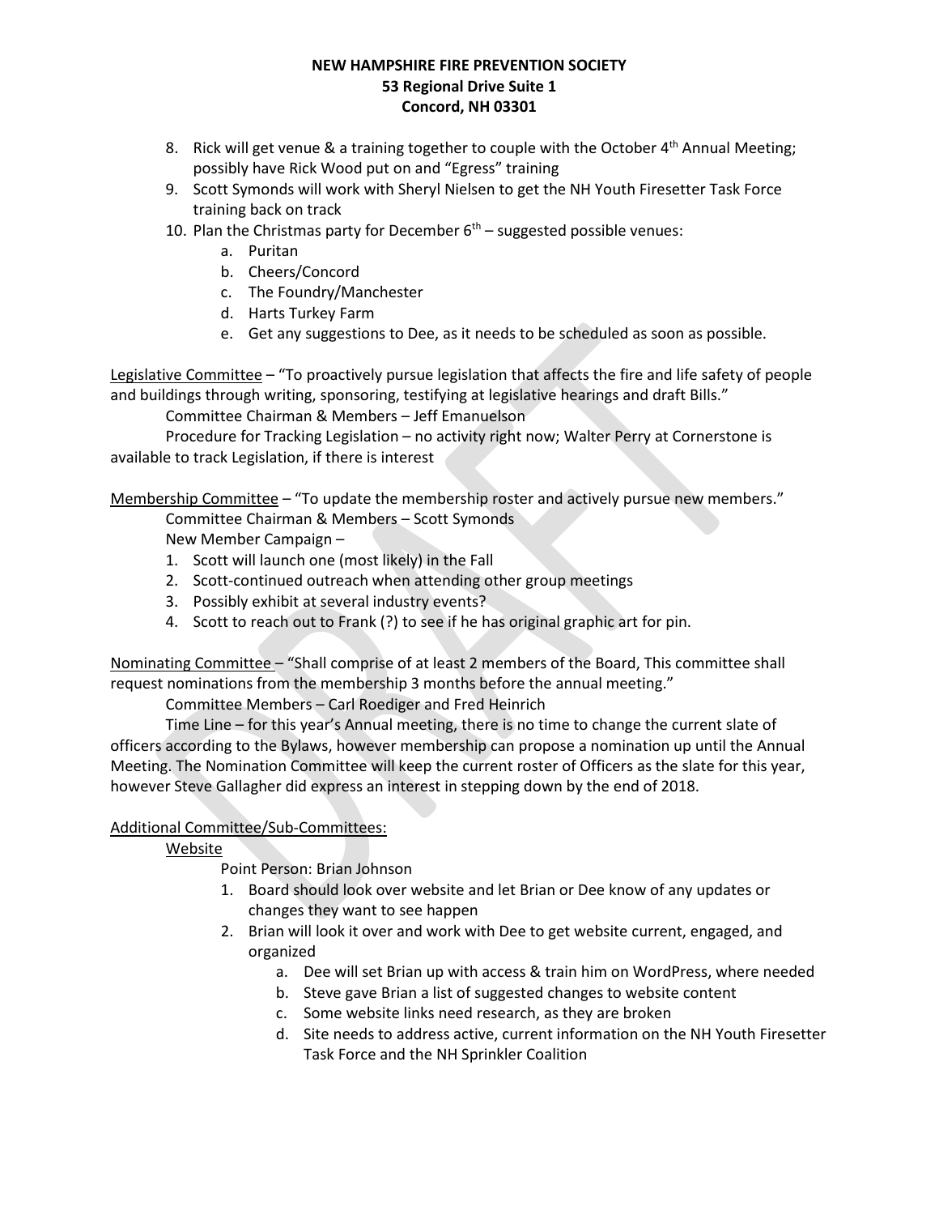**NEW HAMPSHIRE FIRE PREVENTION SOCIETY**
**53 Regional Drive Suite 1**
**Concord, NH 03301**

8. Rick will get venue & a training together to couple with the October 4th Annual Meeting; possibly have Rick Wood put on and "Egress" training
9. Scott Symonds will work with Sheryl Nielsen to get the NH Youth Firesetter Task Force training back on track
10. Plan the Christmas party for December 6th – suggested possible venues:
    a. Puritan
    b. Cheers/Concord
    c. The Foundry/Manchester
    d. Harts Turkey Farm
    e. Get any suggestions to Dee, as it needs to be scheduled as soon as possible.

Legislative Committee – "To proactively pursue legislation that affects the fire and life safety of people and buildings through writing, sponsoring, testifying at legislative hearings and draft Bills."

Committee Chairman & Members – Jeff Emanuelson

Procedure for Tracking Legislation – no activity right now; Walter Perry at Cornerstone is available to track Legislation, if there is interest

Membership Committee – "To update the membership roster and actively pursue new members."

Committee Chairman & Members – Scott Symonds

New Member Campaign –

1. Scott will launch one (most likely) in the Fall
2. Scott-continued outreach when attending other group meetings
3. Possibly exhibit at several industry events?
4. Scott to reach out to Frank (?) to see if he has original graphic art for pin.

Nominating Committee – "Shall comprise of at least 2 members of the Board, This committee shall request nominations from the membership 3 months before the annual meeting."

Committee Members – Carl Roediger and Fred Heinrich

Time Line – for this year's Annual meeting, there is no time to change the current slate of officers according to the Bylaws, however membership can propose a nomination up until the Annual Meeting. The Nomination Committee will keep the current roster of Officers as the slate for this year, however Steve Gallagher did express an interest in stepping down by the end of 2018.

Additional Committee/Sub-Committees:

Website

Point Person: Brian Johnson

1. Board should look over website and let Brian or Dee know of any updates or changes they want to see happen
2. Brian will look it over and work with Dee to get website current, engaged, and organized
    a. Dee will set Brian up with access & train him on WordPress, where needed
    b. Steve gave Brian a list of suggested changes to website content
    c. Some website links need research, as they are broken
    d. Site needs to address active, current information on the NH Youth Firesetter Task Force and the NH Sprinkler Coalition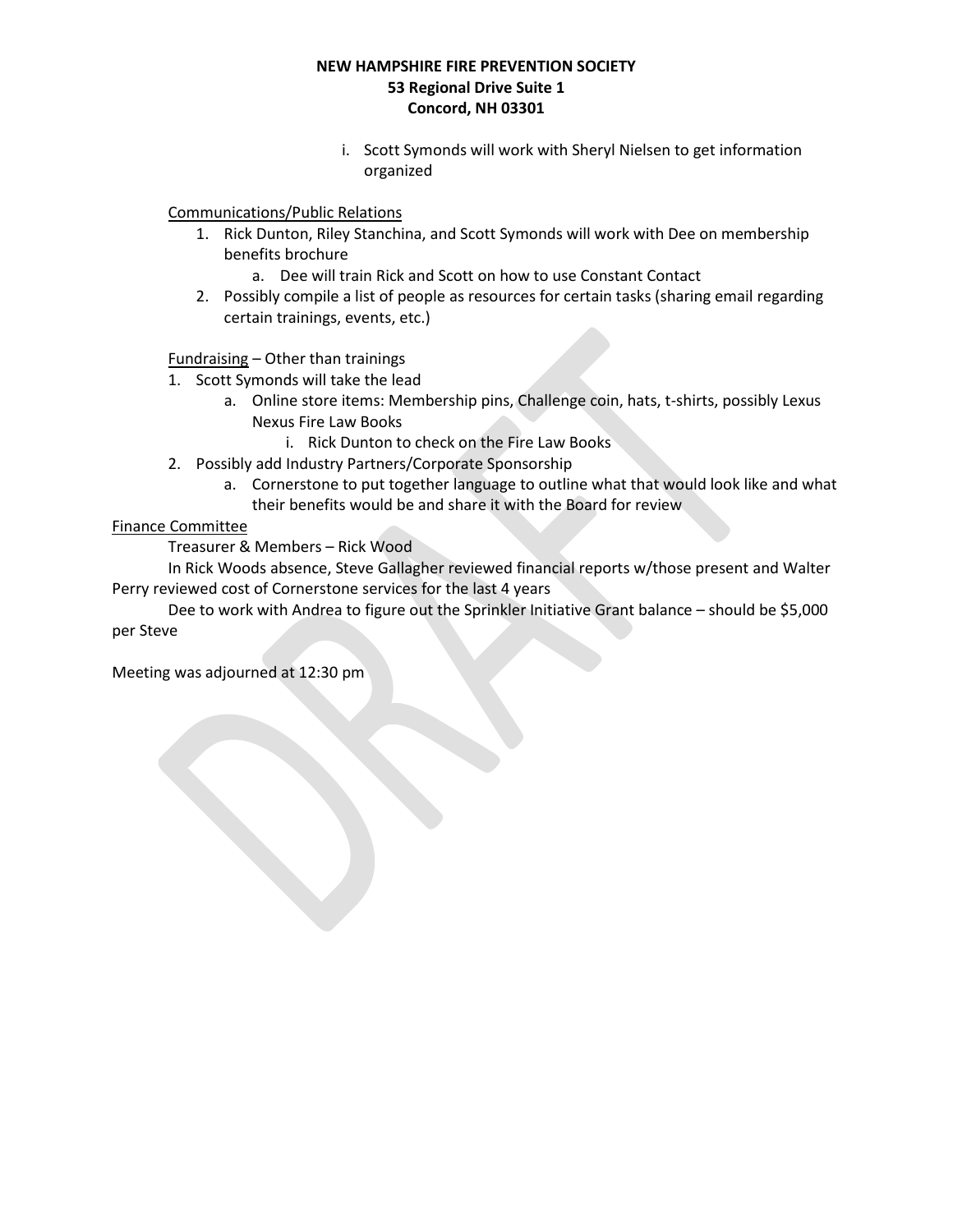**NEW HAMPSHIRE FIRE PREVENTION SOCIETY**
**53 Regional Drive Suite 1**
**Concord, NH 03301**

i. Scott Symonds will work with Sheryl Nielsen to get information organized

Communications/Public Relations

1. Rick Dunton, Riley Stanchina, and Scott Symonds will work with Dee on membership benefits brochure
   a. Dee will train Rick and Scott on how to use Constant Contact
2. Possibly compile a list of people as resources for certain tasks (sharing email regarding certain trainings, events, etc.)

Fundraising – Other than trainings

1. Scott Symonds will take the lead
   a. Online store items: Membership pins, Challenge coin, hats, t-shirts, possibly Lexus Nexus Fire Law Books
      i. Rick Dunton to check on the Fire Law Books
2. Possibly add Industry Partners/Corporate Sponsorship
   a. Cornerstone to put together language to outline what that would look like and what their benefits would be and share it with the Board for review

Finance Committee

Treasurer & Members – Rick Wood

In Rick Woods absence, Steve Gallagher reviewed financial reports w/those present and Walter Perry reviewed cost of Cornerstone services for the last 4 years

Dee to work with Andrea to figure out the Sprinkler Initiative Grant balance – should be $5,000 per Steve

Meeting was adjourned at 12:30 pm

DRAFT